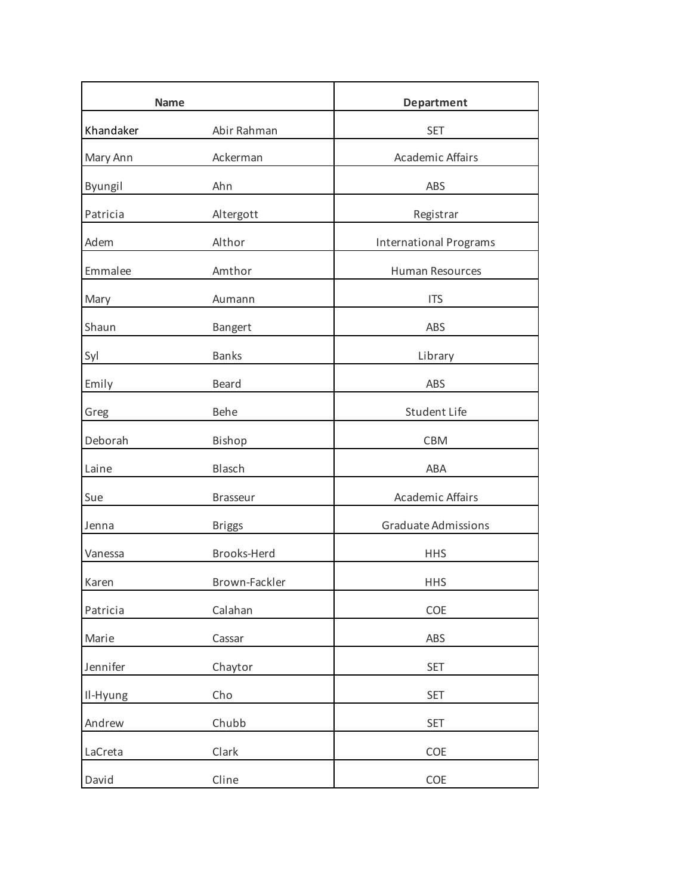| Name | | Department |
|---|---|---|
| Khandaker | Abir Rahman | SET |
| Mary Ann | Ackerman | Academic Affairs |
| Byungil | Ahn | ABS |
| Patricia | Altergott | Registrar |
| Adem | Althor | International Programs |
| Emmalee | Amthor | Human Resources |
| Mary | Aumann | ITS |
| Shaun | Bangert | ABS |
| Syl | Banks | Library |
| Emily | Beard | ABS |
| Greg | Behe | Student Life |
| Deborah | Bishop | CBM |
| Laine | Blasch | ABA |
| Sue | Brasseur | Academic Affairs |
| Jenna | Briggs | Graduate Admissions |
| Vanessa | Brooks-Herd | HHS |
| Karen | Brown-Fackler | HHS |
| Patricia | Calahan | COE |
| Marie | Cassar | ABS |
| Jennifer | Chaytor | SET |
| Il-Hyung | Cho | SET |
| Andrew | Chubb | SET |
| LaCreta | Clark | COE |
| David | Cline | COE |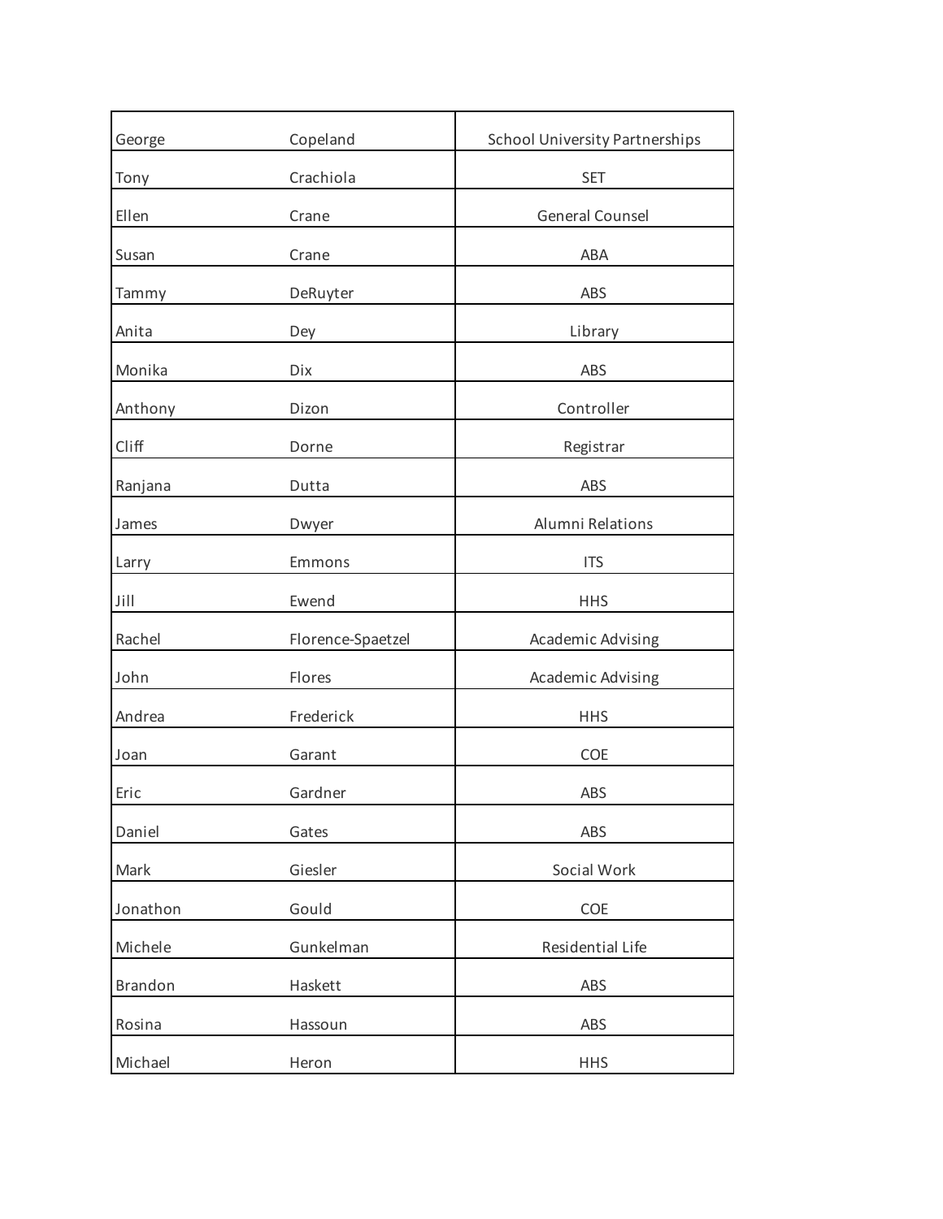| | | |
|---|---|---|
| George | Copeland | School University Partnerships |
| Tony | Crachiola | SET |
| Ellen | Crane | General Counsel |
| Susan | Crane | ABA |
| Tammy | DeRuyter | ABS |
| Anita | Dey | Library |
| Monika | Dix | ABS |
| Anthony | Dizon | Controller |
| Cliff | Dorne | Registrar |
| Ranjana | Dutta | ABS |
| James | Dwyer | Alumni Relations |
| Larry | Emmons | ITS |
| Jill | Ewend | HHS |
| Rachel | Florence-Spaetzel | Academic Advising |
| John | Flores | Academic Advising |
| Andrea | Frederick | HHS |
| Joan | Garant | COE |
| Eric | Gardner | ABS |
| Daniel | Gates | ABS |
| Mark | Giesler | Social Work |
| Jonathon | Gould | COE |
| Michele | Gunkelman | Residential Life |
| Brandon | Haskett | ABS |
| Rosina | Hassoun | ABS |
| Michael | Heron | HHS |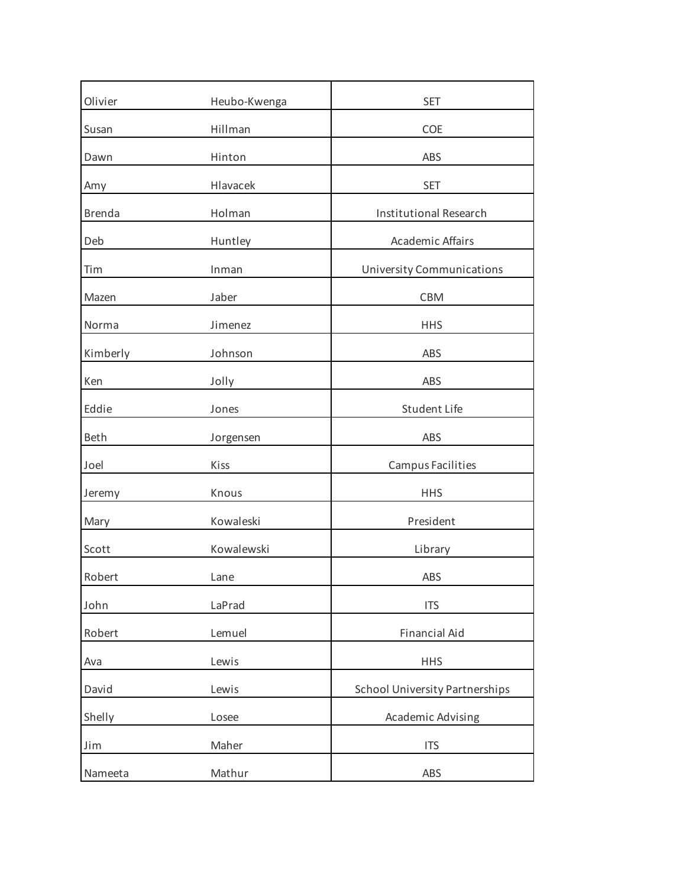| | | |
|---|---|---|
| Olivier | Heubo-Kwenga | SET |
| Susan | Hillman | COE |
| Dawn | Hinton | ABS |
| Amy | Hlavacek | SET |
| Brenda | Holman | Institutional Research |
| Deb | Huntley | Academic Affairs |
| Tim | Inman | University Communications |
| Mazen | Jaber | CBM |
| Norma | Jimenez | HHS |
| Kimberly | Johnson | ABS |
| Ken | Jolly | ABS |
| Eddie | Jones | Student Life |
| Beth | Jorgensen | ABS |
| Joel | Kiss | Campus Facilities |
| Jeremy | Knous | HHS |
| Mary | Kowaleski | President |
| Scott | Kowalewski | Library |
| Robert | Lane | ABS |
| John | LaPrad | ITS |
| Robert | Lemuel | Financial Aid |
| Ava | Lewis | HHS |
| David | Lewis | School University Partnerships |
| Shelly | Losee | Academic Advising |
| Jim | Maher | ITS |
| Nameeta | Mathur | ABS |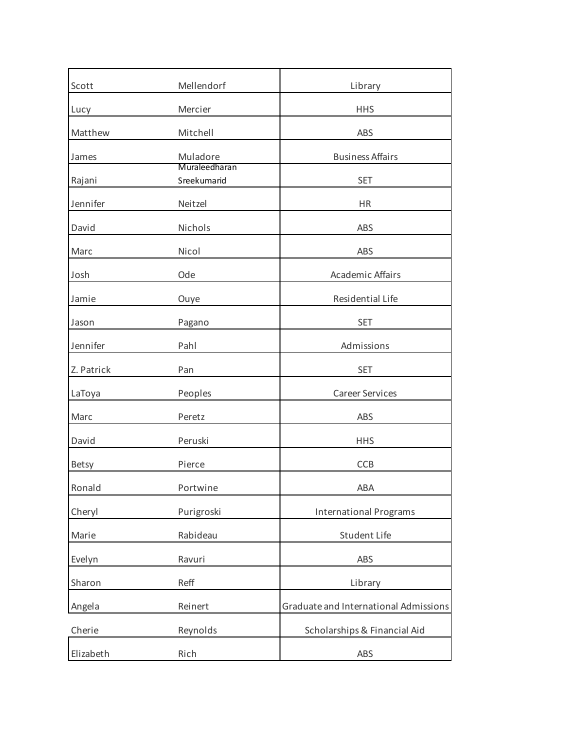| | | |
|---|---|---|
| Scott | Mellendorf | Library |
| Lucy | Mercier | HHS |
| Matthew | Mitchell | ABS |
| James | Muladore | Business Affairs |
| Rajani | Muraleedharan Sreekumarid | SET |
| Jennifer | Neitzel | HR |
| David | Nichols | ABS |
| Marc | Nicol | ABS |
| Josh | Ode | Academic Affairs |
| Jamie | Ouye | Residential Life |
| Jason | Pagano | SET |
| Jennifer | Pahl | Admissions |
| Z. Patrick | Pan | SET |
| LaToya | Peoples | Career Services |
| Marc | Peretz | ABS |
| David | Peruski | HHS |
| Betsy | Pierce | CCB |
| Ronald | Portwine | ABA |
| Cheryl | Purigroski | International Programs |
| Marie | Rabideau | Student Life |
| Evelyn | Ravuri | ABS |
| Sharon | Reff | Library |
| Angela | Reinert | Graduate and International Admissions |
| Cherie | Reynolds | Scholarships & Financial Aid |
| Elizabeth | Rich | ABS |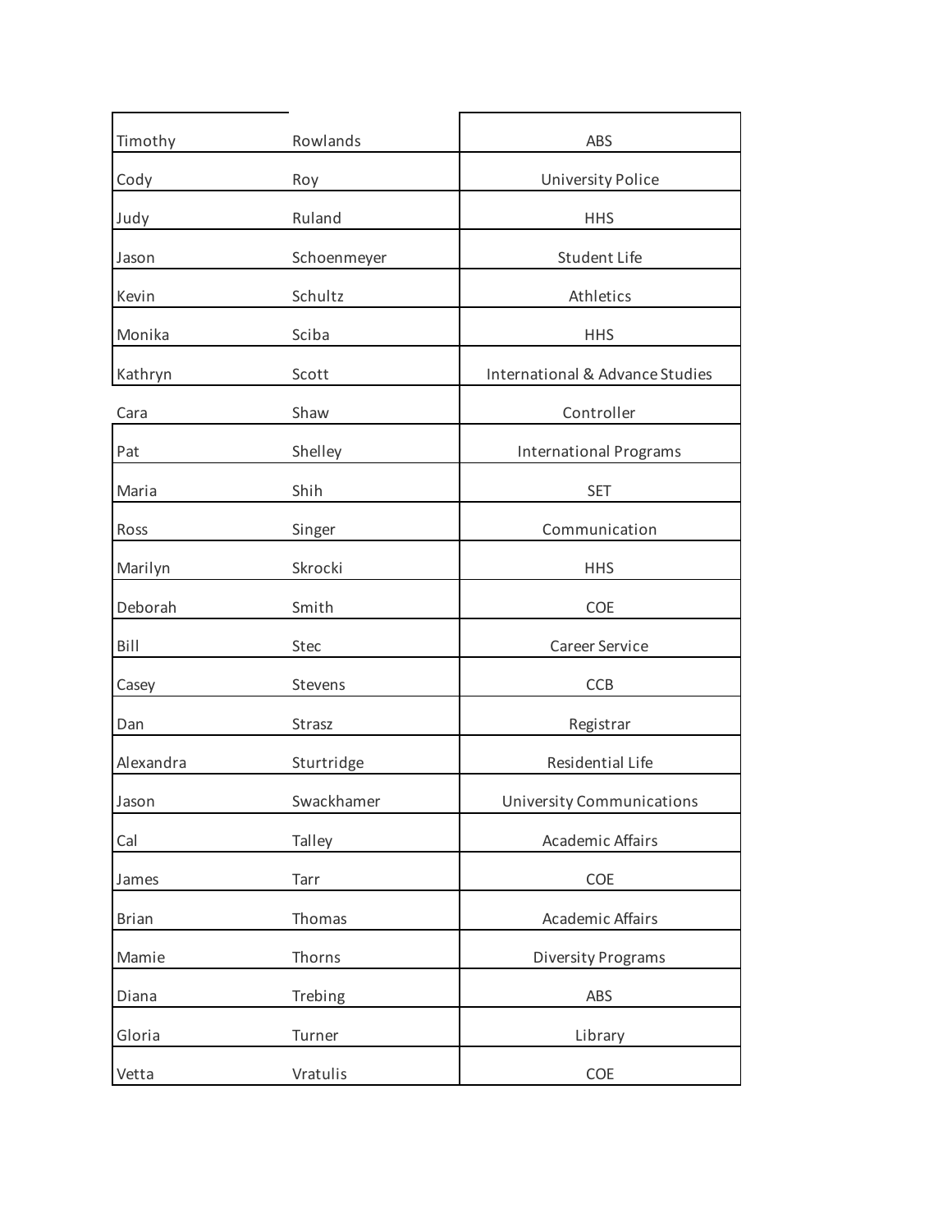| | | |
|---|---|---|
| Timothy | Rowlands | ABS |
| Cody | Roy | University Police |
| Judy | Ruland | HHS |
| Jason | Schoenmeyer | Student Life |
| Kevin | Schultz | Athletics |
| Monika | Sciba | HHS |
| Kathryn | Scott | International & Advance Studies |
| Cara | Shaw | Controller |
| Pat | Shelley | International Programs |
| Maria | Shih | SET |
| Ross | Singer | Communication |
| Marilyn | Skrocki | HHS |
| Deborah | Smith | COE |
| Bill | Stec | Career Service |
| Casey | Stevens | CCB |
| Dan | Strasz | Registrar |
| Alexandra | Sturtridge | Residential Life |
| Jason | Swackhamer | University Communications |
| Cal | Talley | Academic Affairs |
| James | Tarr | COE |
| Brian | Thomas | Academic Affairs |
| Mamie | Thorns | Diversity Programs |
| Diana | Trebing | ABS |
| Gloria | Turner | Library |
| Vetta | Vratulis | COE |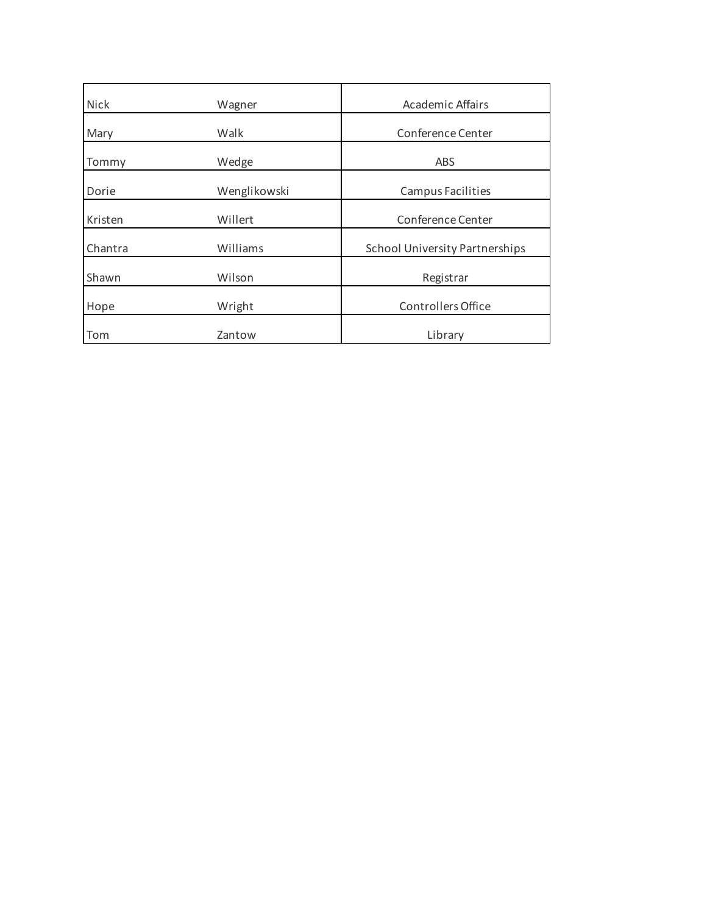| | | |
|---|---|---|
| Nick | Wagner | Academic Affairs |
| Mary | Walk | Conference Center |
| Tommy | Wedge | ABS |
| Dorie | Wenglikowski | Campus Facilities |
| Kristen | Willert | Conference Center |
| Chantra | Williams | School University Partnerships |
| Shawn | Wilson | Registrar |
| Hope | Wright | Controllers Office |
| Tom | Zantow | Library |